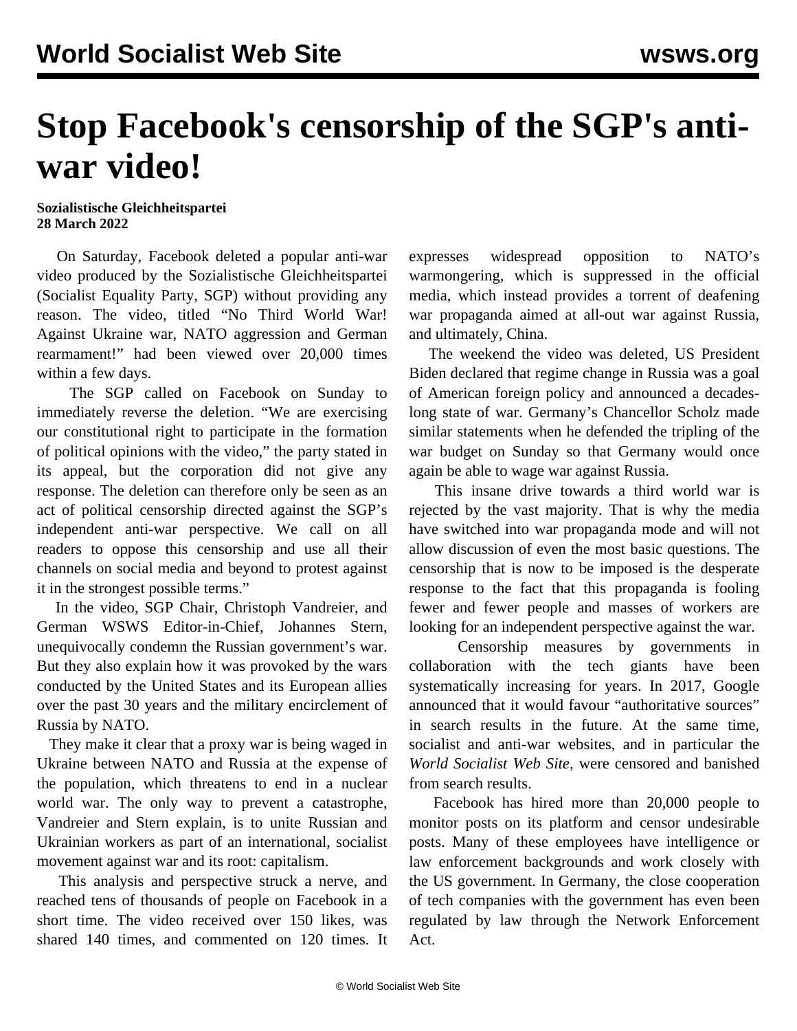# Stop Facebook's censorship of the SGP's anti-war video!

**Sozialistische Gleichheitspartei**
**28 March 2022**

On Saturday, Facebook deleted a popular anti-war video produced by the Sozialistische Gleichheitspartei (Socialist Equality Party, SGP) without providing any reason. The video, titled "No Third World War! Against Ukraine war, NATO aggression and German rearmament!" had been viewed over 20,000 times within a few days.

The SGP called on Facebook on Sunday to immediately reverse the deletion. "We are exercising our constitutional right to participate in the formation of political opinions with the video," the party stated in its appeal, but the corporation did not give any response. The deletion can therefore only be seen as an act of political censorship directed against the SGP's independent anti-war perspective. We call on all readers to oppose this censorship and use all their channels on social media and beyond to protest against it in the strongest possible terms."

In the video, SGP Chair, Christoph Vandreier, and German WSWS Editor-in-Chief, Johannes Stern, unequivocally condemn the Russian government's war. But they also explain how it was provoked by the wars conducted by the United States and its European allies over the past 30 years and the military encirclement of Russia by NATO.

They make it clear that a proxy war is being waged in Ukraine between NATO and Russia at the expense of the population, which threatens to end in a nuclear world war. The only way to prevent a catastrophe, Vandreier and Stern explain, is to unite Russian and Ukrainian workers as part of an international, socialist movement against war and its root: capitalism.

This analysis and perspective struck a nerve, and reached tens of thousands of people on Facebook in a short time. The video received over 150 likes, was shared 140 times, and commented on 120 times. It expresses widespread opposition to NATO's warmongering, which is suppressed in the official media, which instead provides a torrent of deafening war propaganda aimed at all-out war against Russia, and ultimately, China.

The weekend the video was deleted, US President Biden declared that regime change in Russia was a goal of American foreign policy and announced a decades-long state of war. Germany's Chancellor Scholz made similar statements when he defended the tripling of the war budget on Sunday so that Germany would once again be able to wage war against Russia.

This insane drive towards a third world war is rejected by the vast majority. That is why the media have switched into war propaganda mode and will not allow discussion of even the most basic questions. The censorship that is now to be imposed is the desperate response to the fact that this propaganda is fooling fewer and fewer people and masses of workers are looking for an independent perspective against the war.

Censorship measures by governments in collaboration with the tech giants have been systematically increasing for years. In 2017, Google announced that it would favour "authoritative sources" in search results in the future. At the same time, socialist and anti-war websites, and in particular the *World Socialist Web Site*, were censored and banished from search results.

Facebook has hired more than 20,000 people to monitor posts on its platform and censor undesirable posts. Many of these employees have intelligence or law enforcement backgrounds and work closely with the US government. In Germany, the close cooperation of tech companies with the government has even been regulated by law through the Network Enforcement Act.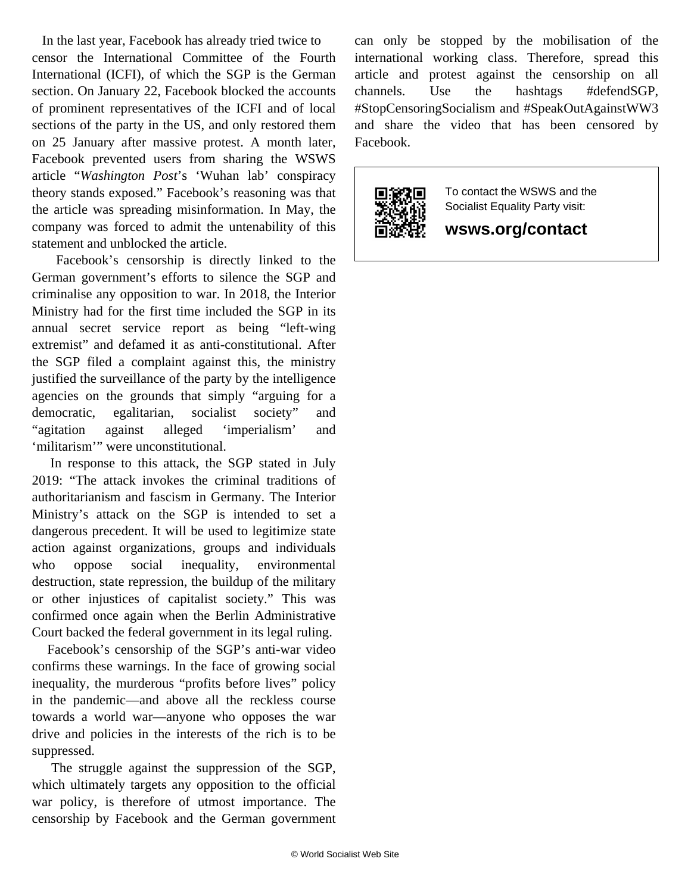In the last year, Facebook has already tried twice to censor the International Committee of the Fourth International (ICFI), of which the SGP is the German section. On January 22, Facebook blocked the accounts of prominent representatives of the ICFI and of local sections of the party in the US, and only restored them on 25 January after massive protest. A month later, Facebook prevented users from sharing the WSWS article "*Washington Post*'s 'Wuhan lab' conspiracy theory stands exposed." Facebook's reasoning was that the article was spreading misinformation. In May, the company was forced to admit the untenability of this statement and unblocked the article.

Facebook's censorship is directly linked to the German government's efforts to silence the SGP and criminalise any opposition to war. In 2018, the Interior Ministry had for the first time included the SGP in its annual secret service report as being "left-wing extremist" and defamed it as anti-constitutional. After the SGP filed a complaint against this, the ministry justified the surveillance of the party by the intelligence agencies on the grounds that simply "arguing for a democratic, egalitarian, socialist society" and "agitation against alleged 'imperialism' and 'militarism'" were unconstitutional.

In response to this attack, the SGP stated in July 2019: "The attack invokes the criminal traditions of authoritarianism and fascism in Germany. The Interior Ministry's attack on the SGP is intended to set a dangerous precedent. It will be used to legitimize state action against organizations, groups and individuals who oppose social inequality, environmental destruction, state repression, the buildup of the military or other injustices of capitalist society." This was confirmed once again when the Berlin Administrative Court backed the federal government in its legal ruling.

Facebook's censorship of the SGP's anti-war video confirms these warnings. In the face of growing social inequality, the murderous "profits before lives" policy in the pandemic—and above all the reckless course towards a world war—anyone who opposes the war drive and policies in the interests of the rich is to be suppressed.

The struggle against the suppression of the SGP, which ultimately targets any opposition to the official war policy, is therefore of utmost importance. The censorship by Facebook and the German government can only be stopped by the mobilisation of the international working class. Therefore, spread this article and protest against the censorship on all channels. Use the hashtags #defendSGP, #StopCensoringSocialism and #SpeakOutAgainstWW3 and share the video that has been censored by Facebook.

To contact the WSWS and the Socialist Equality Party visit:

**wsws.org/contact**